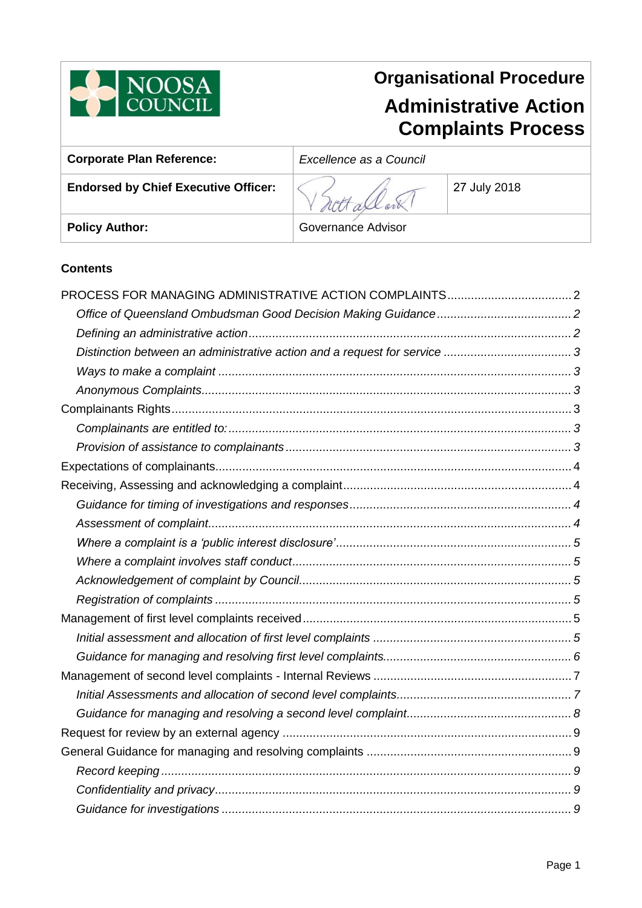NOOSA COUNCIL

# Organisational Procedure

# Administrative Action Complaints Process

| Corporate Plan Reference: | *Excellence as a Council* | |
|---|---|---|
| **Endorsed by Chief Executive Officer:** | | 27 July 2018 |
| **Policy Author:** | Governance Advisor | |

**Contents**

PROCESS FOR MANAGING ADMINISTRATIVE ACTION COMPLAINTS .... 2
- *Office of Queensland Ombudsman Good Decision Making Guidance* .... 2
- *Defining an administrative action* .... 2
- *Distinction between an administrative action and a request for service* .... 3
- *Ways to make a complaint* .... 3
- *Anonymous Complaints* .... 3

Complainants Rights .... 3
- *Complainants are entitled to:* .... 3
- *Provision of assistance to complainants* .... 3

Expectations of complainants .... 4

Receiving, Assessing and acknowledging a complaint .... 4
- *Guidance for timing of investigations and responses* .... 4
- *Assessment of complaint* .... 4
- *Where a complaint is a 'public interest disclosure'* .... 5
- *Where a complaint involves staff conduct* .... 5
- *Acknowledgement of complaint by Council* .... 5
- *Registration of complaints* .... 5

Management of first level complaints received .... 5
- *Initial assessment and allocation of first level complaints* .... 5
- *Guidance for managing and resolving first level complaints* .... 6

Management of second level complaints - Internal Reviews .... 7
- *Initial Assessments and allocation of second level complaints* .... 7
- *Guidance for managing and resolving a second level complaint* .... 8

Request for review by an external agency .... 9

General Guidance for managing and resolving complaints .... 9
- *Record keeping* .... 9
- *Confidentiality and privacy* .... 9
- *Guidance for investigations* .... 9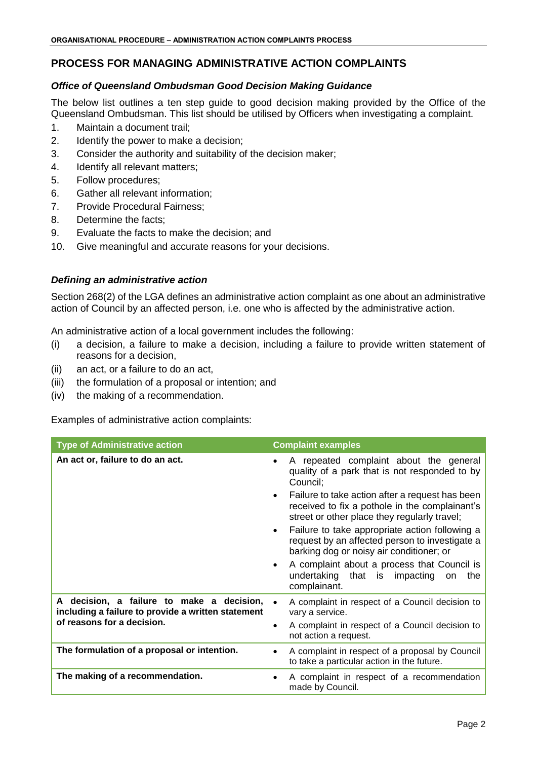## PROCESS FOR MANAGING ADMINISTRATIVE ACTION COMPLAINTS

### *Office of Queensland Ombudsman Good Decision Making Guidance*

The below list outlines a ten step guide to good decision making provided by the Office of the Queensland Ombudsman. This list should be utilised by Officers when investigating a complaint.

1. Maintain a document trail;
2. Identify the power to make a decision;
3. Consider the authority and suitability of the decision maker;
4. Identify all relevant matters;
5. Follow procedures;
6. Gather all relevant information;
7. Provide Procedural Fairness;
8. Determine the facts;
9. Evaluate the facts to make the decision; and
10. Give meaningful and accurate reasons for your decisions.

### *Defining an administrative action*

Section 268(2) of the LGA defines an administrative action complaint as one about an administrative action of Council by an affected person, i.e. one who is affected by the administrative action.

An administrative action of a local government includes the following:

(i) a decision, a failure to make a decision, including a failure to provide written statement of reasons for a decision,
(ii) an act, or a failure to do an act,
(iii) the formulation of a proposal or intention; and
(iv) the making of a recommendation.

Examples of administrative action complaints:

| Type of Administrative action | Complaint examples |
|---|---|
| **An act or, failure to do an act.** | • A repeated complaint about the general quality of a park that is not responded to by Council;<br>• Failure to take action after a request has been received to fix a pothole in the complainant's street or other place they regularly travel;<br>• Failure to take appropriate action following a request by an affected person to investigate a barking dog or noisy air conditioner; or<br>• A complaint about a process that Council is undertaking that is impacting on the complainant. |
| **A decision, a failure to make a decision, including a failure to provide a written statement of reasons for a decision.** | • A complaint in respect of a Council decision to vary a service.<br>• A complaint in respect of a Council decision to not action a request. |
| **The formulation of a proposal or intention.** | • A complaint in respect of a proposal by Council to take a particular action in the future. |
| **The making of a recommendation.** | • A complaint in respect of a recommendation made by Council. |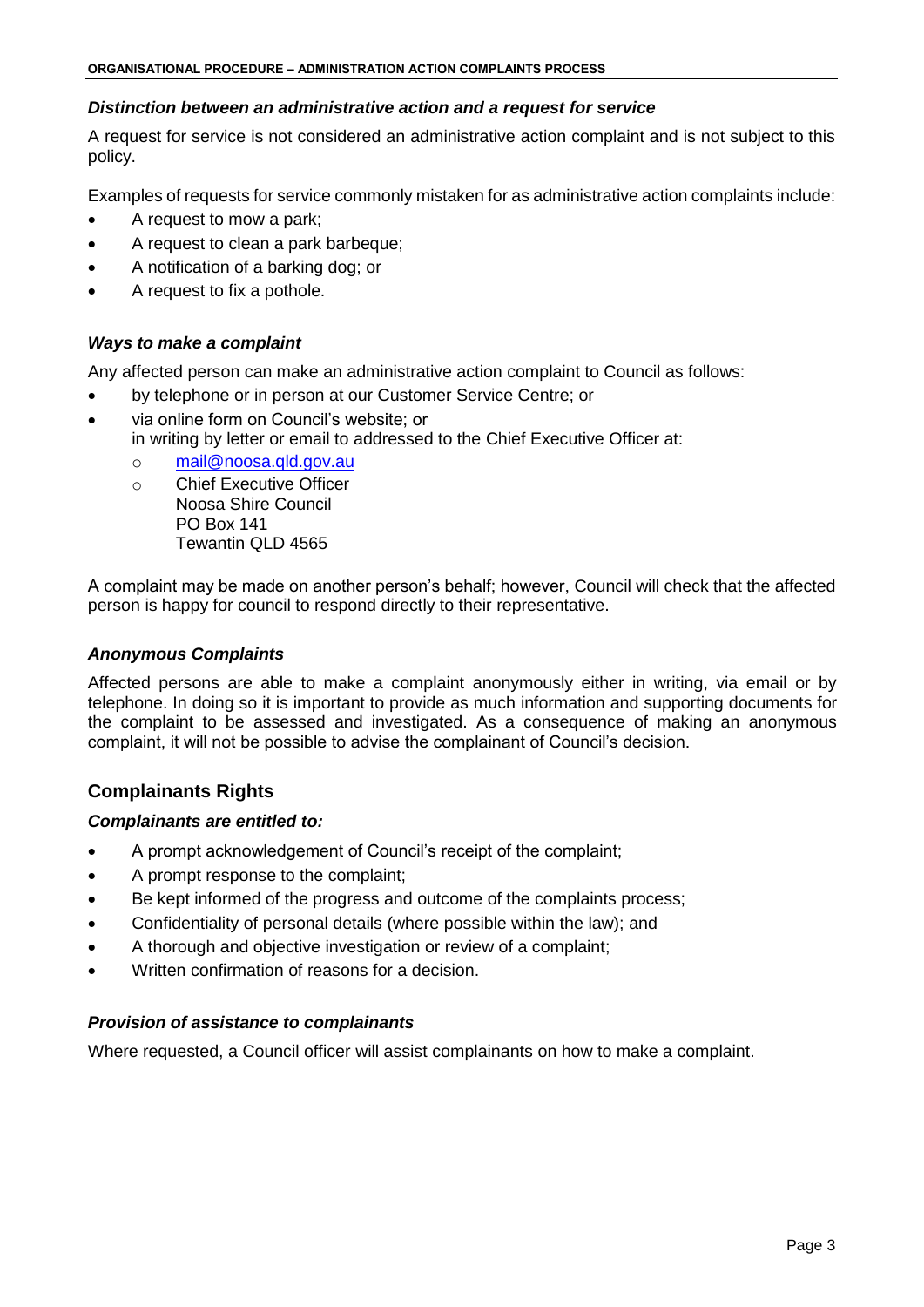### *Distinction between an administrative action and a request for service*

A request for service is not considered an administrative action complaint and is not subject to this policy.

Examples of requests for service commonly mistaken for as administrative action complaints include:

- A request to mow a park;
- A request to clean a park barbeque;
- A notification of a barking dog; or
- A request to fix a pothole.

### *Ways to make a complaint*

Any affected person can make an administrative action complaint to Council as follows:

- by telephone or in person at our Customer Service Centre; or
- via online form on Council's website; or
  in writing by letter or email to addressed to the Chief Executive Officer at:
  - mail@noosa.qld.gov.au
  - Chief Executive Officer
    Noosa Shire Council
    PO Box 141
    Tewantin QLD 4565

A complaint may be made on another person's behalf; however, Council will check that the affected person is happy for council to respond directly to their representative.

### *Anonymous Complaints*

Affected persons are able to make a complaint anonymously either in writing, via email or by telephone. In doing so it is important to provide as much information and supporting documents for the complaint to be assessed and investigated. As a consequence of making an anonymous complaint, it will not be possible to advise the complainant of Council's decision.

## Complainants Rights

### *Complainants are entitled to:*

- A prompt acknowledgement of Council's receipt of the complaint;
- A prompt response to the complaint;
- Be kept informed of the progress and outcome of the complaints process;
- Confidentiality of personal details (where possible within the law); and
- A thorough and objective investigation or review of a complaint;
- Written confirmation of reasons for a decision.

### *Provision of assistance to complainants*

Where requested, a Council officer will assist complainants on how to make a complaint.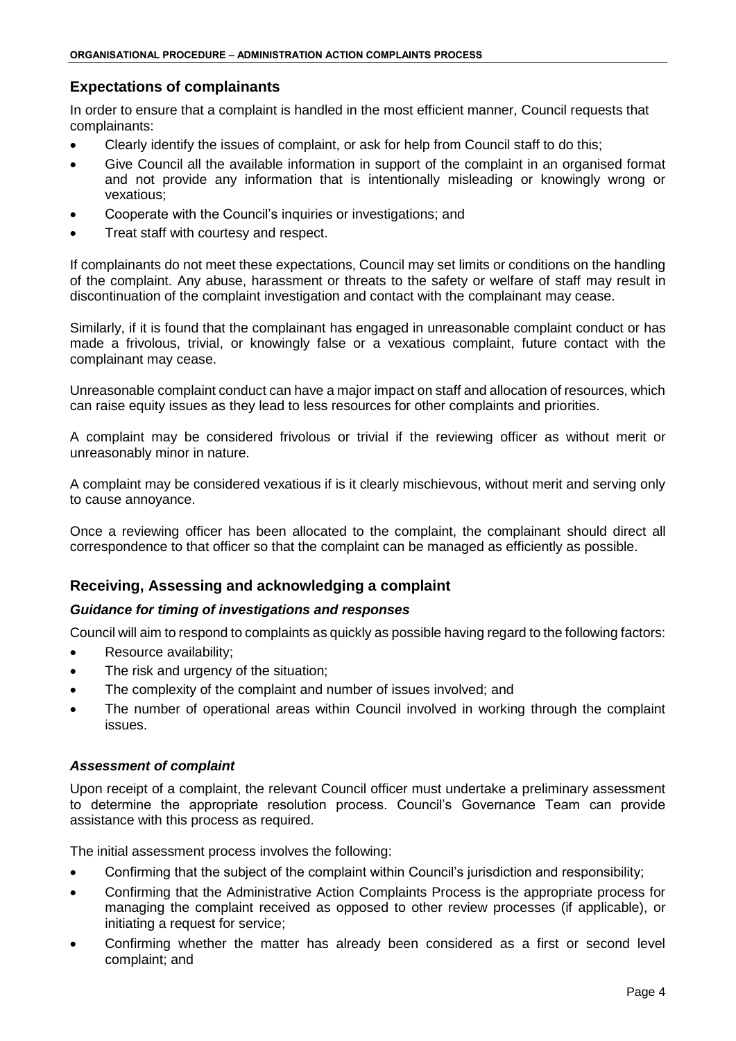## Expectations of complainants

In order to ensure that a complaint is handled in the most efficient manner, Council requests that complainants:

- Clearly identify the issues of complaint, or ask for help from Council staff to do this;
- Give Council all the available information in support of the complaint in an organised format and not provide any information that is intentionally misleading or knowingly wrong or vexatious;
- Cooperate with the Council's inquiries or investigations; and
- Treat staff with courtesy and respect.

If complainants do not meet these expectations, Council may set limits or conditions on the handling of the complaint. Any abuse, harassment or threats to the safety or welfare of staff may result in discontinuation of the complaint investigation and contact with the complainant may cease.

Similarly, if it is found that the complainant has engaged in unreasonable complaint conduct or has made a frivolous, trivial, or knowingly false or a vexatious complaint, future contact with the complainant may cease.

Unreasonable complaint conduct can have a major impact on staff and allocation of resources, which can raise equity issues as they lead to less resources for other complaints and priorities.

A complaint may be considered frivolous or trivial if the reviewing officer as without merit or unreasonably minor in nature.

A complaint may be considered vexatious if is it clearly mischievous, without merit and serving only to cause annoyance.

Once a reviewing officer has been allocated to the complaint, the complainant should direct all correspondence to that officer so that the complaint can be managed as efficiently as possible.

## Receiving, Assessing and acknowledging a complaint

### *Guidance for timing of investigations and responses*

Council will aim to respond to complaints as quickly as possible having regard to the following factors:

- Resource availability;
- The risk and urgency of the situation;
- The complexity of the complaint and number of issues involved; and
- The number of operational areas within Council involved in working through the complaint issues.

### *Assessment of complaint*

Upon receipt of a complaint, the relevant Council officer must undertake a preliminary assessment to determine the appropriate resolution process. Council's Governance Team can provide assistance with this process as required.

The initial assessment process involves the following:

- Confirming that the subject of the complaint within Council's jurisdiction and responsibility;
- Confirming that the Administrative Action Complaints Process is the appropriate process for managing the complaint received as opposed to other review processes (if applicable), or initiating a request for service;
- Confirming whether the matter has already been considered as a first or second level complaint; and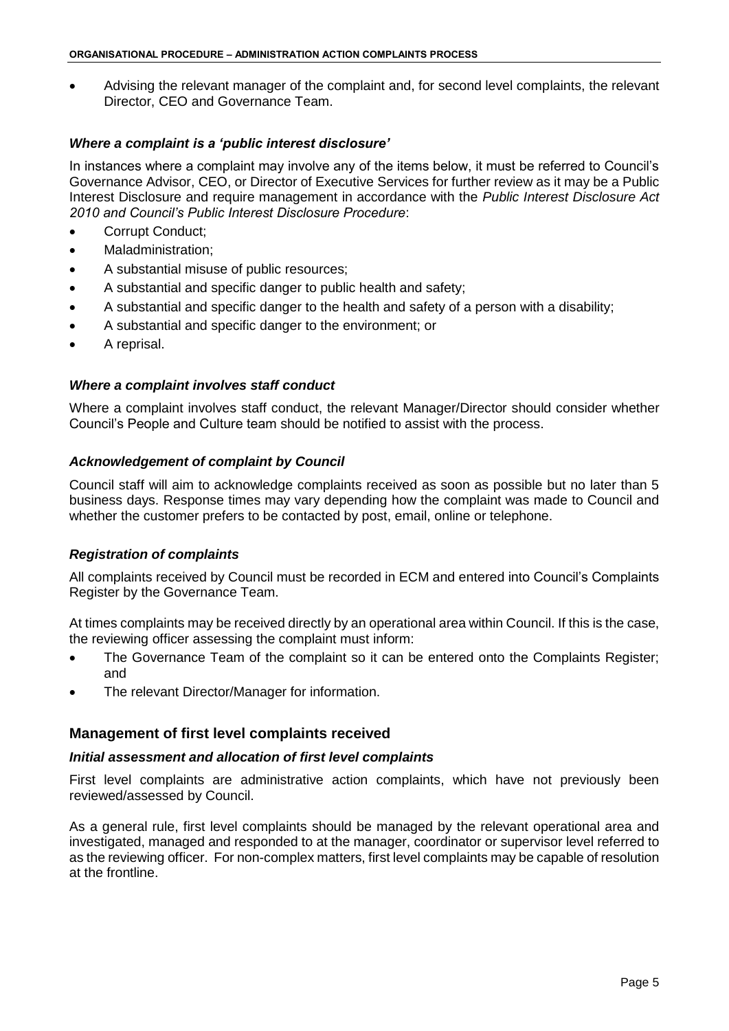- Advising the relevant manager of the complaint and, for second level complaints, the relevant Director, CEO and Governance Team.

### *Where a complaint is a 'public interest disclosure'*

In instances where a complaint may involve any of the items below, it must be referred to Council's Governance Advisor, CEO, or Director of Executive Services for further review as it may be a Public Interest Disclosure and require management in accordance with the *Public Interest Disclosure Act 2010 and Council's Public Interest Disclosure Procedure*:

- Corrupt Conduct;
- Maladministration;
- A substantial misuse of public resources;
- A substantial and specific danger to public health and safety;
- A substantial and specific danger to the health and safety of a person with a disability;
- A substantial and specific danger to the environment; or
- A reprisal.

### *Where a complaint involves staff conduct*

Where a complaint involves staff conduct, the relevant Manager/Director should consider whether Council's People and Culture team should be notified to assist with the process.

### *Acknowledgement of complaint by Council*

Council staff will aim to acknowledge complaints received as soon as possible but no later than 5 business days. Response times may vary depending how the complaint was made to Council and whether the customer prefers to be contacted by post, email, online or telephone.

### *Registration of complaints*

All complaints received by Council must be recorded in ECM and entered into Council's Complaints Register by the Governance Team.

At times complaints may be received directly by an operational area within Council. If this is the case, the reviewing officer assessing the complaint must inform:

- The Governance Team of the complaint so it can be entered onto the Complaints Register; and
- The relevant Director/Manager for information.

## Management of first level complaints received

### *Initial assessment and allocation of first level complaints*

First level complaints are administrative action complaints, which have not previously been reviewed/assessed by Council.

As a general rule, first level complaints should be managed by the relevant operational area and investigated, managed and responded to at the manager, coordinator or supervisor level referred to as the reviewing officer. For non-complex matters, first level complaints may be capable of resolution at the frontline.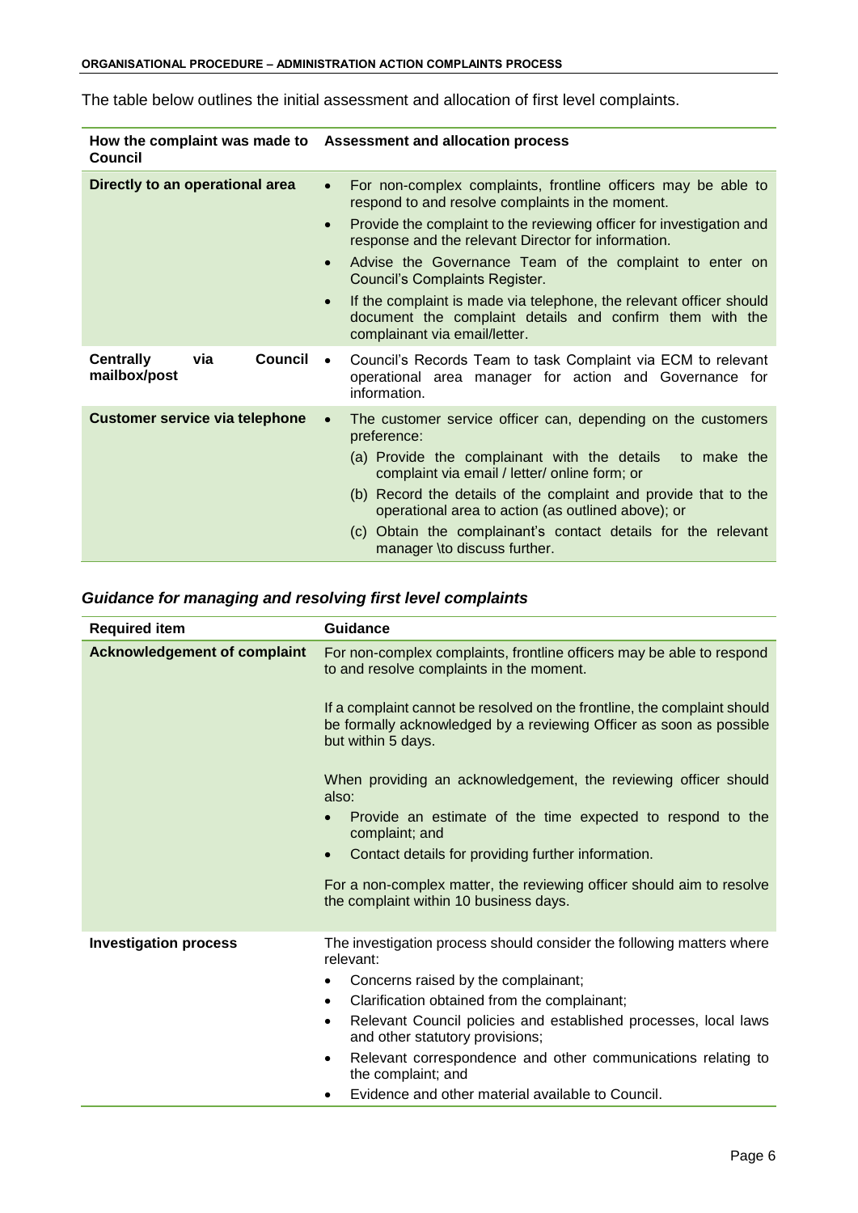The table below outlines the initial assessment and allocation of first level complaints.

| How the complaint was made to Council | Assessment and allocation process |
|---|---|
| **Directly to an operational area** | • For non-complex complaints, frontline officers may be able to respond to and resolve complaints in the moment.<br>• Provide the complaint to the reviewing officer for investigation and response and the relevant Director for information.<br>• Advise the Governance Team of the complaint to enter on Council's Complaints Register.<br>• If the complaint is made via telephone, the relevant officer should document the complaint details and confirm them with the complainant via email/letter. |
| **Centrally via Council mailbox/post** | • Council's Records Team to task Complaint via ECM to relevant operational area manager for action and Governance for information. |
| **Customer service via telephone** | • The customer service officer can, depending on the customers preference:<br>(a) Provide the complainant with the details to make the complaint via email / letter/ online form; or<br>(b) Record the details of the complaint and provide that to the operational area to action (as outlined above); or<br>(c) Obtain the complainant's contact details for the relevant manager \to discuss further. |

### *Guidance for managing and resolving first level complaints*

| Required item | Guidance |
|---|---|
| **Acknowledgement of complaint** | For non-complex complaints, frontline officers may be able to respond to and resolve complaints in the moment.<br><br>If a complaint cannot be resolved on the frontline, the complaint should be formally acknowledged by a reviewing Officer as soon as possible but within 5 days.<br><br>When providing an acknowledgement, the reviewing officer should also:<br>• Provide an estimate of the time expected to respond to the complaint; and<br>• Contact details for providing further information.<br><br>For a non-complex matter, the reviewing officer should aim to resolve the complaint within 10 business days. |
| **Investigation process** | The investigation process should consider the following matters where relevant:<br>• Concerns raised by the complainant;<br>• Clarification obtained from the complainant;<br>• Relevant Council policies and established processes, local laws and other statutory provisions;<br>• Relevant correspondence and other communications relating to the complaint; and<br>• Evidence and other material available to Council. |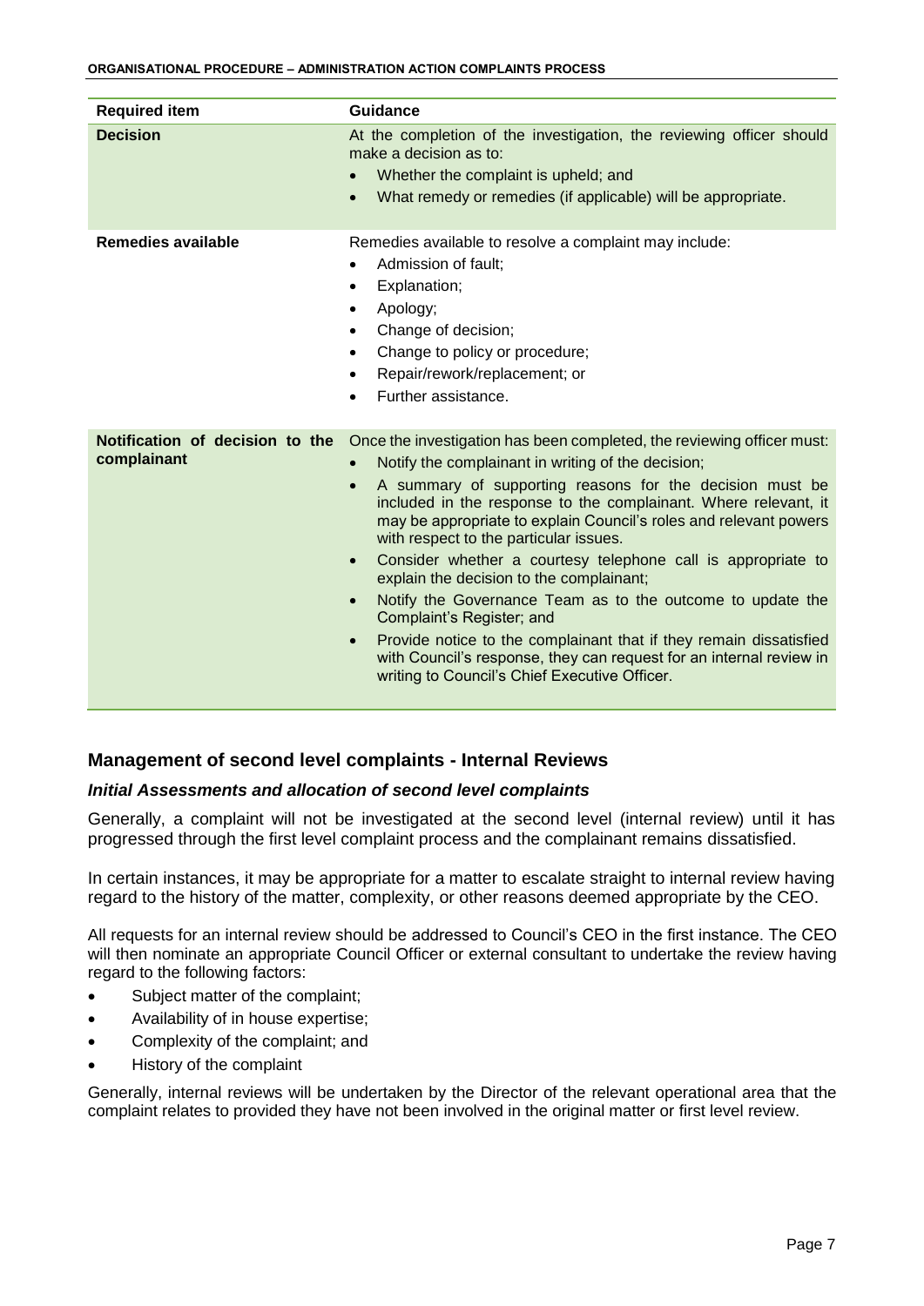| Required item | Guidance |
| --- | --- |
| **Decision** | At the completion of the investigation, the reviewing officer should make a decision as to:<br>• Whether the complaint is upheld; and<br>• What remedy or remedies (if applicable) will be appropriate. |
| **Remedies available** | Remedies available to resolve a complaint may include:<br>• Admission of fault;<br>• Explanation;<br>• Apology;<br>• Change of decision;<br>• Change to policy or procedure;<br>• Repair/rework/replacement; or<br>• Further assistance. |
| **Notification of decision to the complainant** | Once the investigation has been completed, the reviewing officer must:<br>• Notify the complainant in writing of the decision;<br>• A summary of supporting reasons for the decision must be included in the response to the complainant. Where relevant, it may be appropriate to explain Council's roles and relevant powers with respect to the particular issues.<br>• Consider whether a courtesy telephone call is appropriate to explain the decision to the complainant;<br>• Notify the Governance Team as to the outcome to update the Complaint's Register; and<br>• Provide notice to the complainant that if they remain dissatisfied with Council's response, they can request for an internal review in writing to Council's Chief Executive Officer. |

## Management of second level complaints - Internal Reviews

### *Initial Assessments and allocation of second level complaints*

Generally, a complaint will not be investigated at the second level (internal review) until it has progressed through the first level complaint process and the complainant remains dissatisfied.

In certain instances, it may be appropriate for a matter to escalate straight to internal review having regard to the history of the matter, complexity, or other reasons deemed appropriate by the CEO.

All requests for an internal review should be addressed to Council's CEO in the first instance. The CEO will then nominate an appropriate Council Officer or external consultant to undertake the review having regard to the following factors:

- Subject matter of the complaint;
- Availability of in house expertise;
- Complexity of the complaint; and
- History of the complaint

Generally, internal reviews will be undertaken by the Director of the relevant operational area that the complaint relates to provided they have not been involved in the original matter or first level review.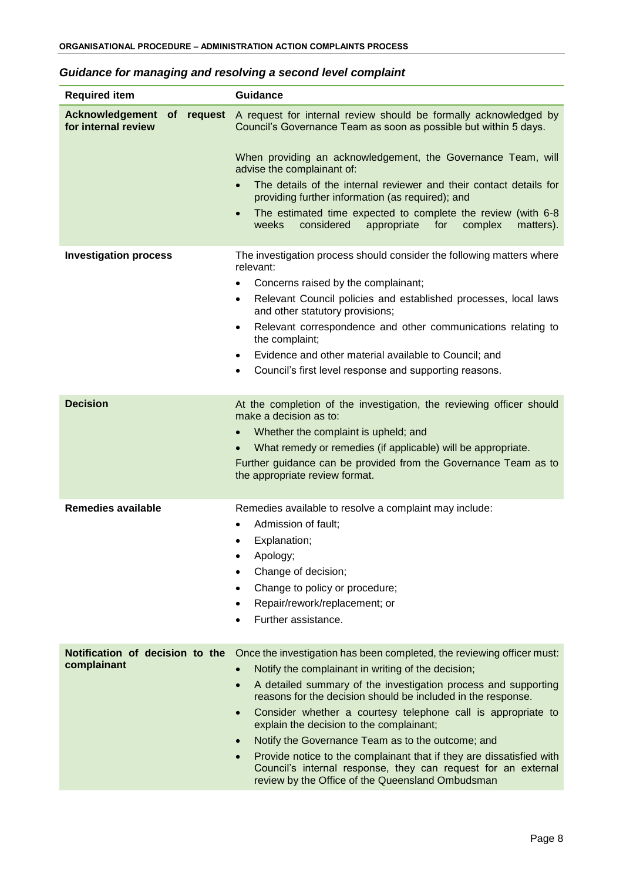### *Guidance for managing and resolving a second level complaint*

| Required item | Guidance |
|---|---|
| **Acknowledgement of request for internal review** | A request for internal review should be formally acknowledged by Council's Governance Team as soon as possible but within 5 days.<br><br>When providing an acknowledgement, the Governance Team, will advise the complainant of:<br>• The details of the internal reviewer and their contact details for providing further information (as required); and<br>• The estimated time expected to complete the review (with 6-8 weeks considered appropriate for complex matters). |
| **Investigation process** | The investigation process should consider the following matters where relevant:<br>• Concerns raised by the complainant;<br>• Relevant Council policies and established processes, local laws and other statutory provisions;<br>• Relevant correspondence and other communications relating to the complaint;<br>• Evidence and other material available to Council; and<br>• Council's first level response and supporting reasons. |
| **Decision** | At the completion of the investigation, the reviewing officer should make a decision as to:<br>• Whether the complaint is upheld; and<br>• What remedy or remedies (if applicable) will be appropriate.<br>Further guidance can be provided from the Governance Team as to the appropriate review format. |
| **Remedies available** | Remedies available to resolve a complaint may include:<br>• Admission of fault;<br>• Explanation;<br>• Apology;<br>• Change of decision;<br>• Change to policy or procedure;<br>• Repair/rework/replacement; or<br>• Further assistance. |
| **Notification of decision to the complainant** | Once the investigation has been completed, the reviewing officer must:<br>• Notify the complainant in writing of the decision;<br>• A detailed summary of the investigation process and supporting reasons for the decision should be included in the response.<br>• Consider whether a courtesy telephone call is appropriate to explain the decision to the complainant;<br>• Notify the Governance Team as to the outcome; and<br>• Provide notice to the complainant that if they are dissatisfied with Council's internal response, they can request for an external review by the Office of the Queensland Ombudsman |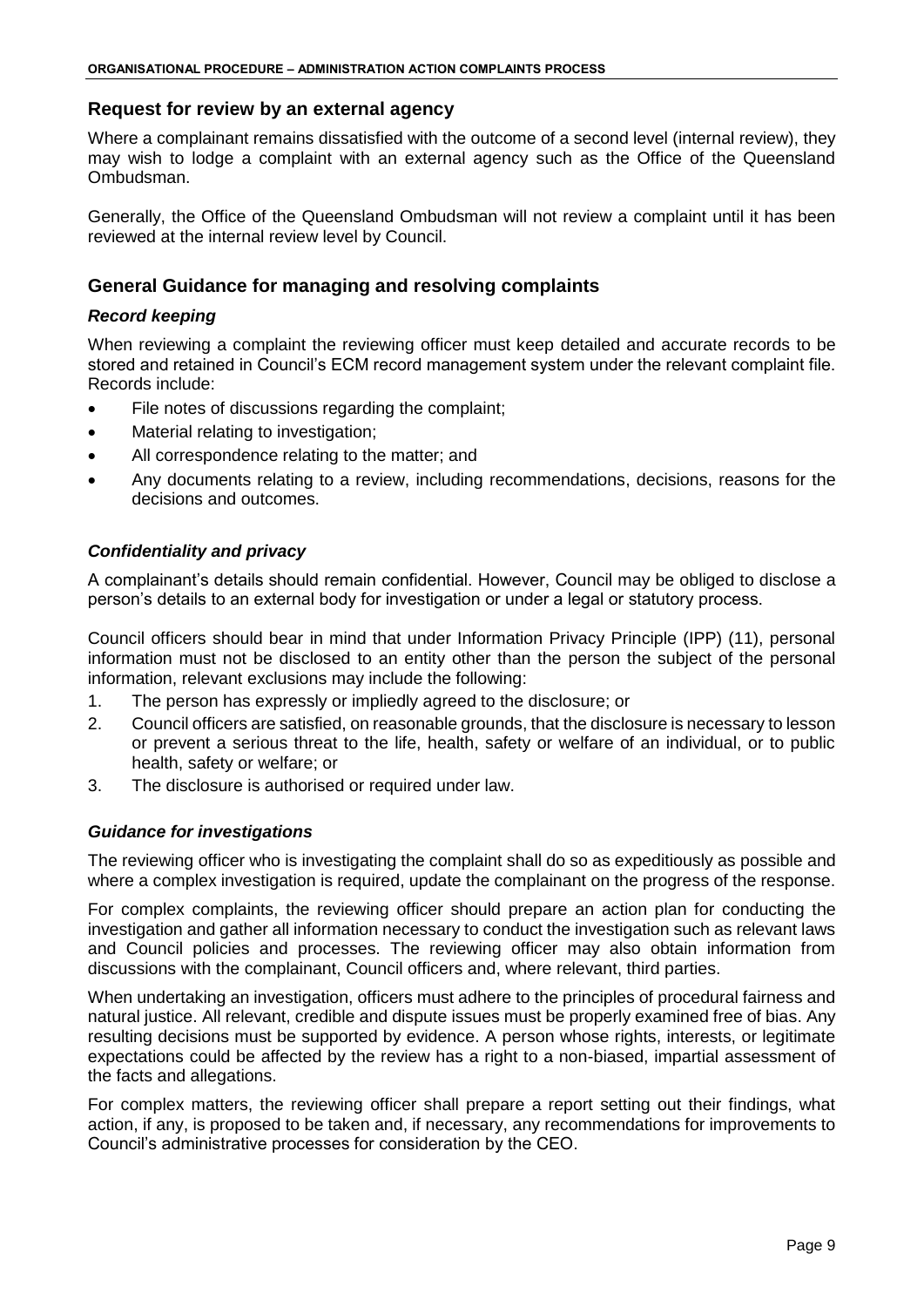## Request for review by an external agency

Where a complainant remains dissatisfied with the outcome of a second level (internal review), they may wish to lodge a complaint with an external agency such as the Office of the Queensland Ombudsman.

Generally, the Office of the Queensland Ombudsman will not review a complaint until it has been reviewed at the internal review level by Council.

## General Guidance for managing and resolving complaints

### *Record keeping*

When reviewing a complaint the reviewing officer must keep detailed and accurate records to be stored and retained in Council's ECM record management system under the relevant complaint file. Records include:

- File notes of discussions regarding the complaint;
- Material relating to investigation;
- All correspondence relating to the matter; and
- Any documents relating to a review, including recommendations, decisions, reasons for the decisions and outcomes.

### *Confidentiality and privacy*

A complainant's details should remain confidential. However, Council may be obliged to disclose a person's details to an external body for investigation or under a legal or statutory process.

Council officers should bear in mind that under Information Privacy Principle (IPP) (11), personal information must not be disclosed to an entity other than the person the subject of the personal information, relevant exclusions may include the following:

1. The person has expressly or impliedly agreed to the disclosure; or
2. Council officers are satisfied, on reasonable grounds, that the disclosure is necessary to lesson or prevent a serious threat to the life, health, safety or welfare of an individual, or to public health, safety or welfare; or
3. The disclosure is authorised or required under law.

### *Guidance for investigations*

The reviewing officer who is investigating the complaint shall do so as expeditiously as possible and where a complex investigation is required, update the complainant on the progress of the response.

For complex complaints, the reviewing officer should prepare an action plan for conducting the investigation and gather all information necessary to conduct the investigation such as relevant laws and Council policies and processes. The reviewing officer may also obtain information from discussions with the complainant, Council officers and, where relevant, third parties.

When undertaking an investigation, officers must adhere to the principles of procedural fairness and natural justice. All relevant, credible and dispute issues must be properly examined free of bias. Any resulting decisions must be supported by evidence. A person whose rights, interests, or legitimate expectations could be affected by the review has a right to a non-biased, impartial assessment of the facts and allegations.

For complex matters, the reviewing officer shall prepare a report setting out their findings, what action, if any, is proposed to be taken and, if necessary, any recommendations for improvements to Council's administrative processes for consideration by the CEO.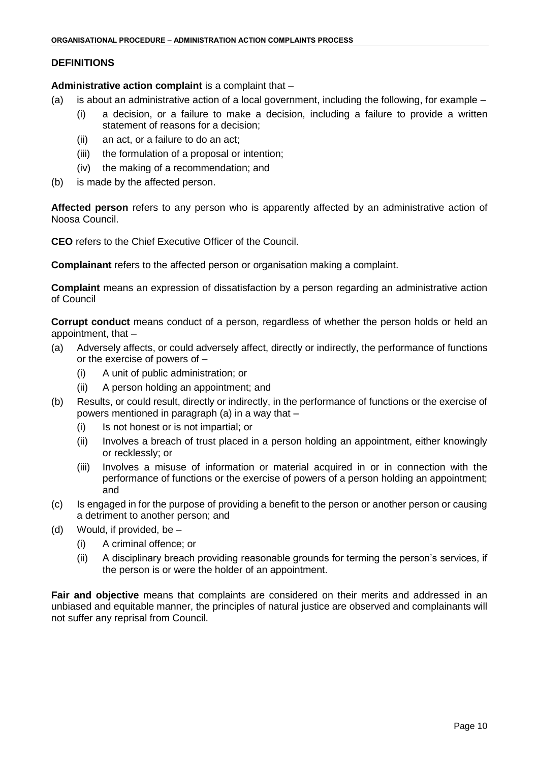## DEFINITIONS

**Administrative action complaint** is a complaint that –

(a) is about an administrative action of a local government, including the following, for example –
  (i) a decision, or a failure to make a decision, including a failure to provide a written statement of reasons for a decision;
  (ii) an act, or a failure to do an act;
  (iii) the formulation of a proposal or intention;
  (iv) the making of a recommendation; and
(b) is made by the affected person.

**Affected person** refers to any person who is apparently affected by an administrative action of Noosa Council.

**CEO** refers to the Chief Executive Officer of the Council.

**Complainant** refers to the affected person or organisation making a complaint.

**Complaint** means an expression of dissatisfaction by a person regarding an administrative action of Council

**Corrupt conduct** means conduct of a person, regardless of whether the person holds or held an appointment, that –

(a) Adversely affects, or could adversely affect, directly or indirectly, the performance of functions or the exercise of powers of –
  (i) A unit of public administration; or
  (ii) A person holding an appointment; and
(b) Results, or could result, directly or indirectly, in the performance of functions or the exercise of powers mentioned in paragraph (a) in a way that –
  (i) Is not honest or is not impartial; or
  (ii) Involves a breach of trust placed in a person holding an appointment, either knowingly or recklessly; or
  (iii) Involves a misuse of information or material acquired in or in connection with the performance of functions or the exercise of powers of a person holding an appointment; and
(c) Is engaged in for the purpose of providing a benefit to the person or another person or causing a detriment to another person; and
(d) Would, if provided, be –
  (i) A criminal offence; or
  (ii) A disciplinary breach providing reasonable grounds for terming the person's services, if the person is or were the holder of an appointment.

**Fair and objective** means that complaints are considered on their merits and addressed in an unbiased and equitable manner, the principles of natural justice are observed and complainants will not suffer any reprisal from Council.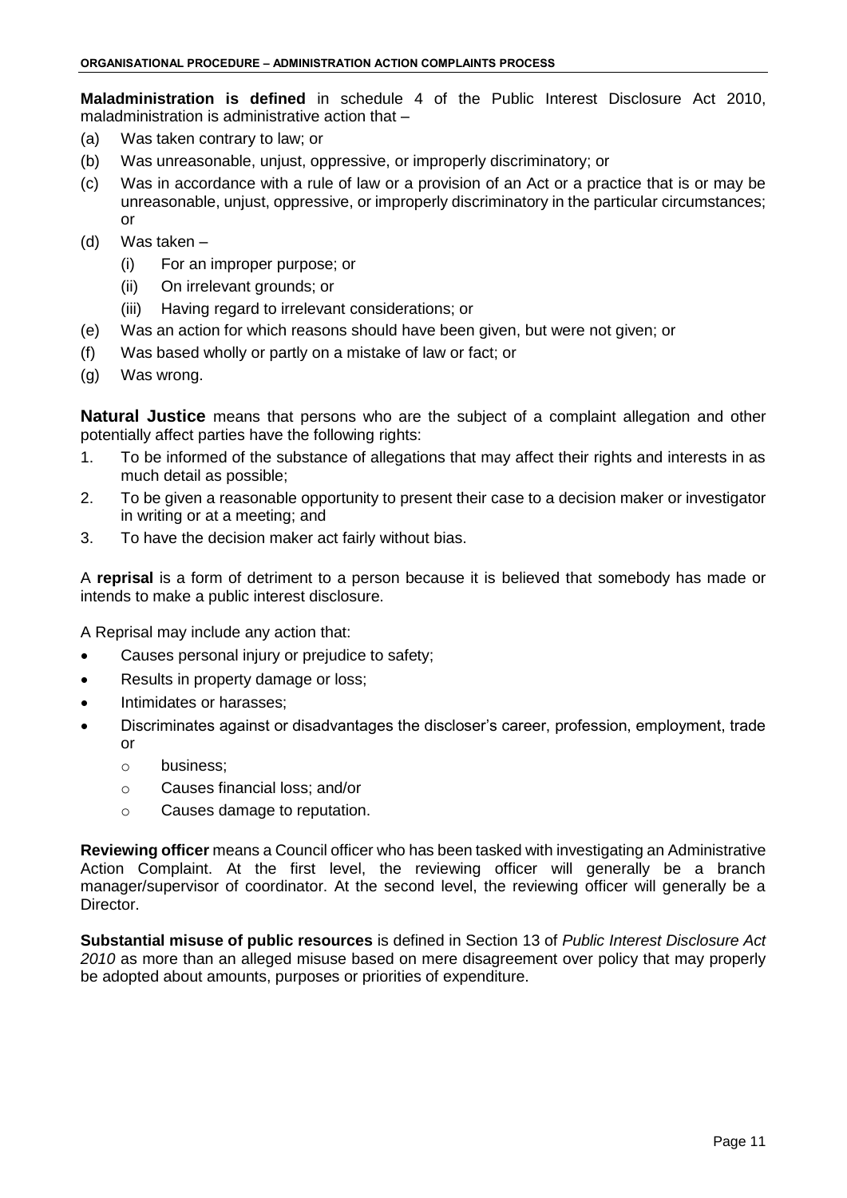**Maladministration is defined** in schedule 4 of the Public Interest Disclosure Act 2010, maladministration is administrative action that –

(a) Was taken contrary to law; or
(b) Was unreasonable, unjust, oppressive, or improperly discriminatory; or
(c) Was in accordance with a rule of law or a provision of an Act or a practice that is or may be unreasonable, unjust, oppressive, or improperly discriminatory in the particular circumstances; or
(d) Was taken –
    (i) For an improper purpose; or
    (ii) On irrelevant grounds; or
    (iii) Having regard to irrelevant considerations; or
(e) Was an action for which reasons should have been given, but were not given; or
(f) Was based wholly or partly on a mistake of law or fact; or
(g) Was wrong.

**Natural Justice** means that persons who are the subject of a complaint allegation and other potentially affect parties have the following rights:

1. To be informed of the substance of allegations that may affect their rights and interests in as much detail as possible;
2. To be given a reasonable opportunity to present their case to a decision maker or investigator in writing or at a meeting; and
3. To have the decision maker act fairly without bias.

A **reprisal** is a form of detriment to a person because it is believed that somebody has made or intends to make a public interest disclosure.

A Reprisal may include any action that:

- Causes personal injury or prejudice to safety;
- Results in property damage or loss;
- Intimidates or harasses;
- Discriminates against or disadvantages the discloser's career, profession, employment, trade or
    - business;
    - Causes financial loss; and/or
    - Causes damage to reputation.

**Reviewing officer** means a Council officer who has been tasked with investigating an Administrative Action Complaint. At the first level, the reviewing officer will generally be a branch manager/supervisor of coordinator. At the second level, the reviewing officer will generally be a Director.

**Substantial misuse of public resources** is defined in Section 13 of *Public Interest Disclosure Act 2010* as more than an alleged misuse based on mere disagreement over policy that may properly be adopted about amounts, purposes or priorities of expenditure.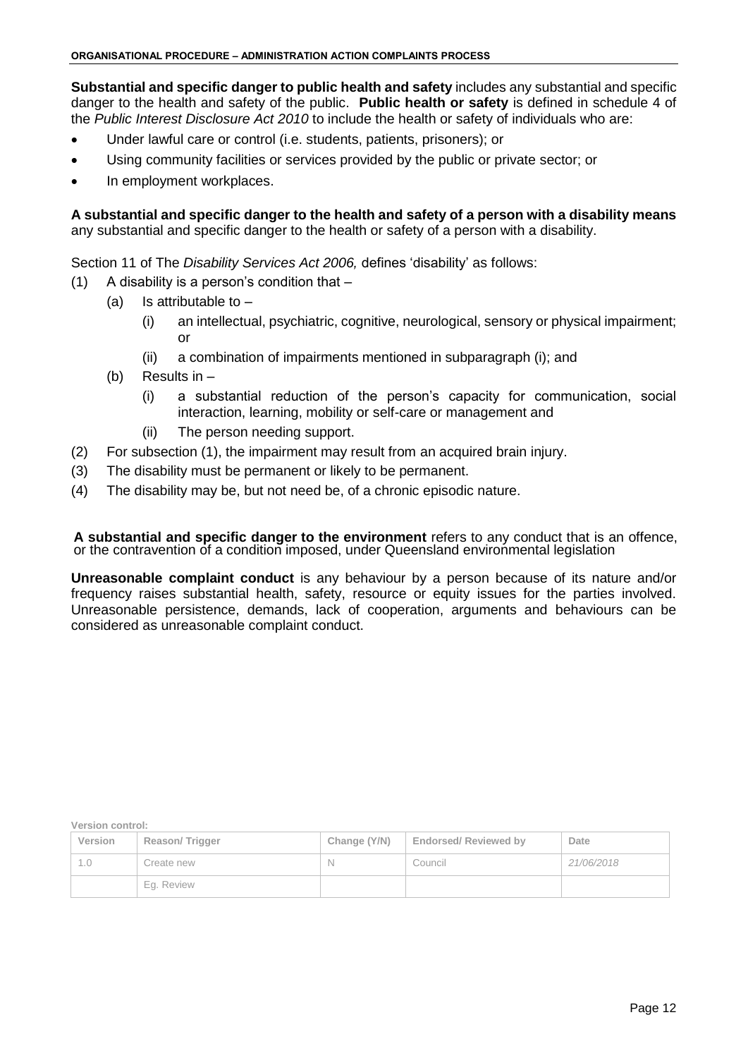**Substantial and specific danger to public health and safety** includes any substantial and specific danger to the health and safety of the public. **Public health or safety** is defined in schedule 4 of the *Public Interest Disclosure Act 2010* to include the health or safety of individuals who are:

- Under lawful care or control (i.e. students, patients, prisoners); or
- Using community facilities or services provided by the public or private sector; or
- In employment workplaces.

**A substantial and specific danger to the health and safety of a person with a disability means** any substantial and specific danger to the health or safety of a person with a disability.

Section 11 of The *Disability Services Act 2006,* defines 'disability' as follows:

(1) A disability is a person's condition that –
  (a) Is attributable to –
    (i) an intellectual, psychiatric, cognitive, neurological, sensory or physical impairment; or
    (ii) a combination of impairments mentioned in subparagraph (i); and
  (b) Results in –
    (i) a substantial reduction of the person's capacity for communication, social interaction, learning, mobility or self-care or management and
    (ii) The person needing support.
(2) For subsection (1), the impairment may result from an acquired brain injury.
(3) The disability must be permanent or likely to be permanent.
(4) The disability may be, but not need be, of a chronic episodic nature.

**A substantial and specific danger to the environment** refers to any conduct that is an offence, or the contravention of a condition imposed, under Queensland environmental legislation

**Unreasonable complaint conduct** is any behaviour by a person because of its nature and/or frequency raises substantial health, safety, resource or equity issues for the parties involved. Unreasonable persistence, demands, lack of cooperation, arguments and behaviours can be considered as unreasonable complaint conduct.

**Version control:**

| Version | Reason/ Trigger | Change (Y/N) | Endorsed/ Reviewed by | Date |
|---|---|---|---|---|
| 1.0 | Create new | N | Council | *21/06/2018* |
| | Eg. Review | | | |